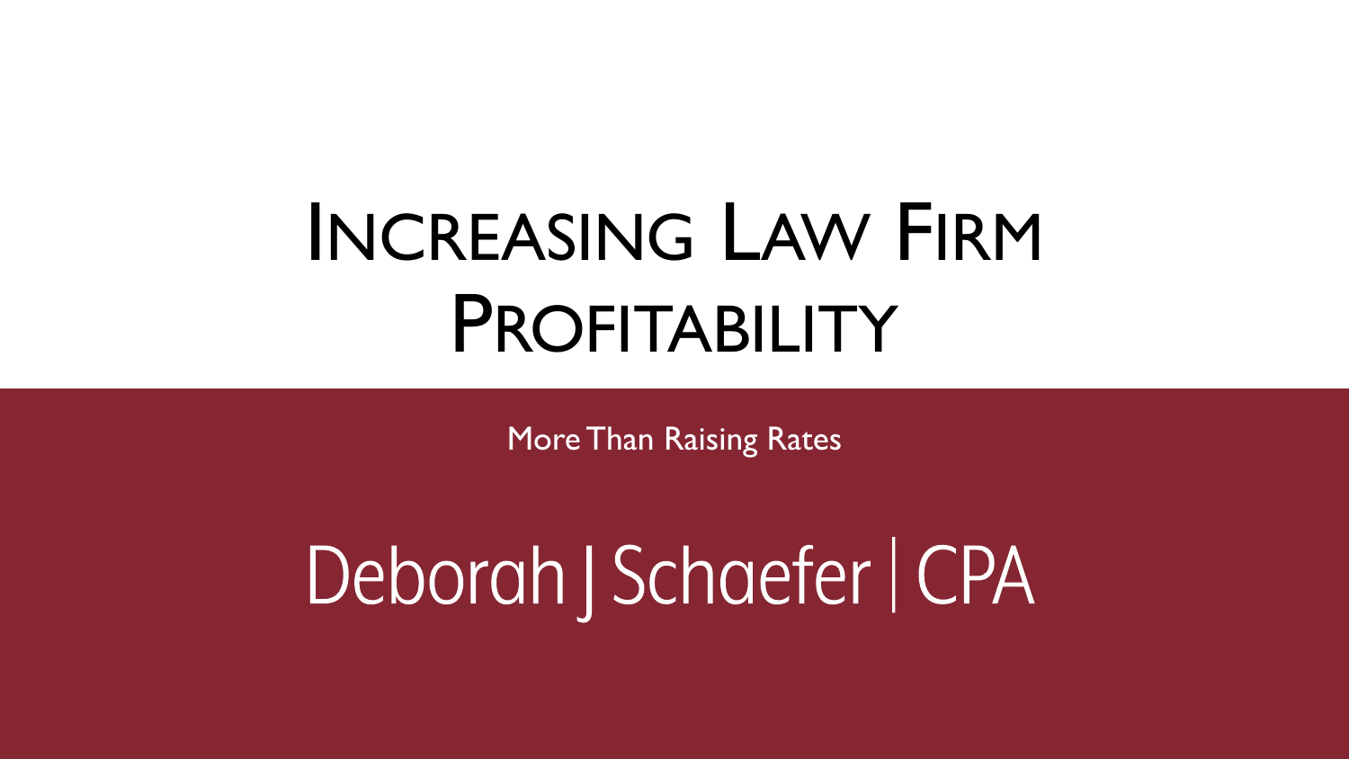# Increasing Law Firm Profitability

More Than Raising Rates

Deborah J Schaefer | CPA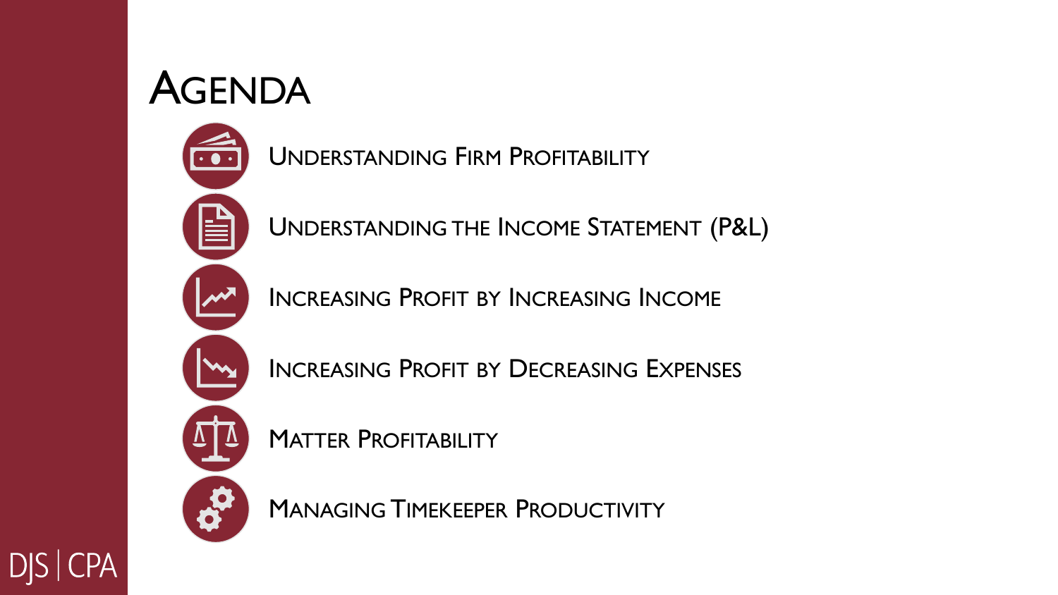# Agenda

- Understanding Firm Profitability
- Understanding the Income Statement (P&L)
- Increasing Profit by Increasing Income
- Increasing Profit by Decreasing Expenses
- Matter Profitability
- Managing Timekeeper Productivity

DJS | CPA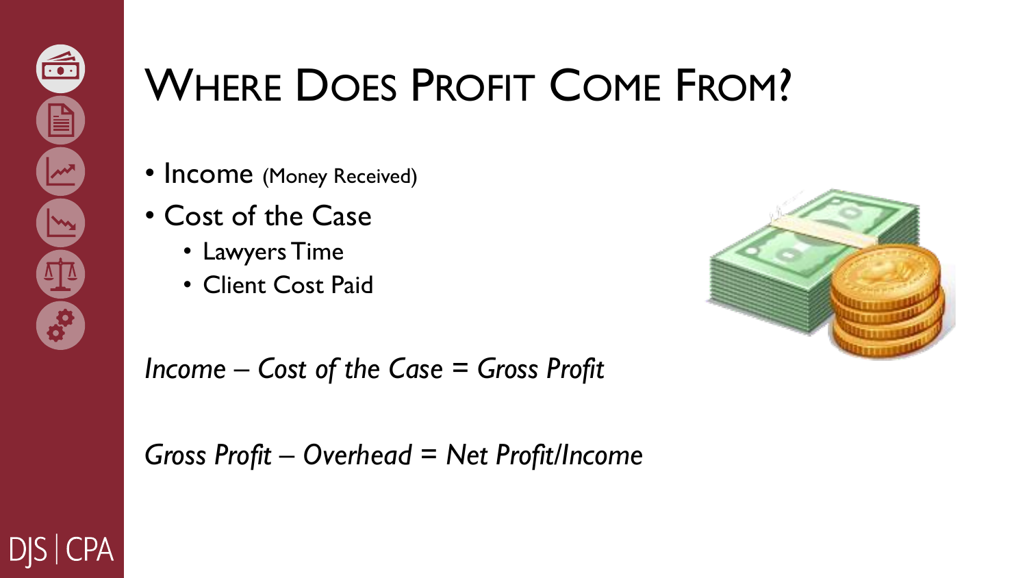# Where Does Profit Come From?

- Income (Money Received)
- Cost of the Case
  - Lawyers Time
  - Client Cost Paid

*Income – Cost of the Case = Gross Profit*

*Gross Profit – Overhead = Net Profit/Income*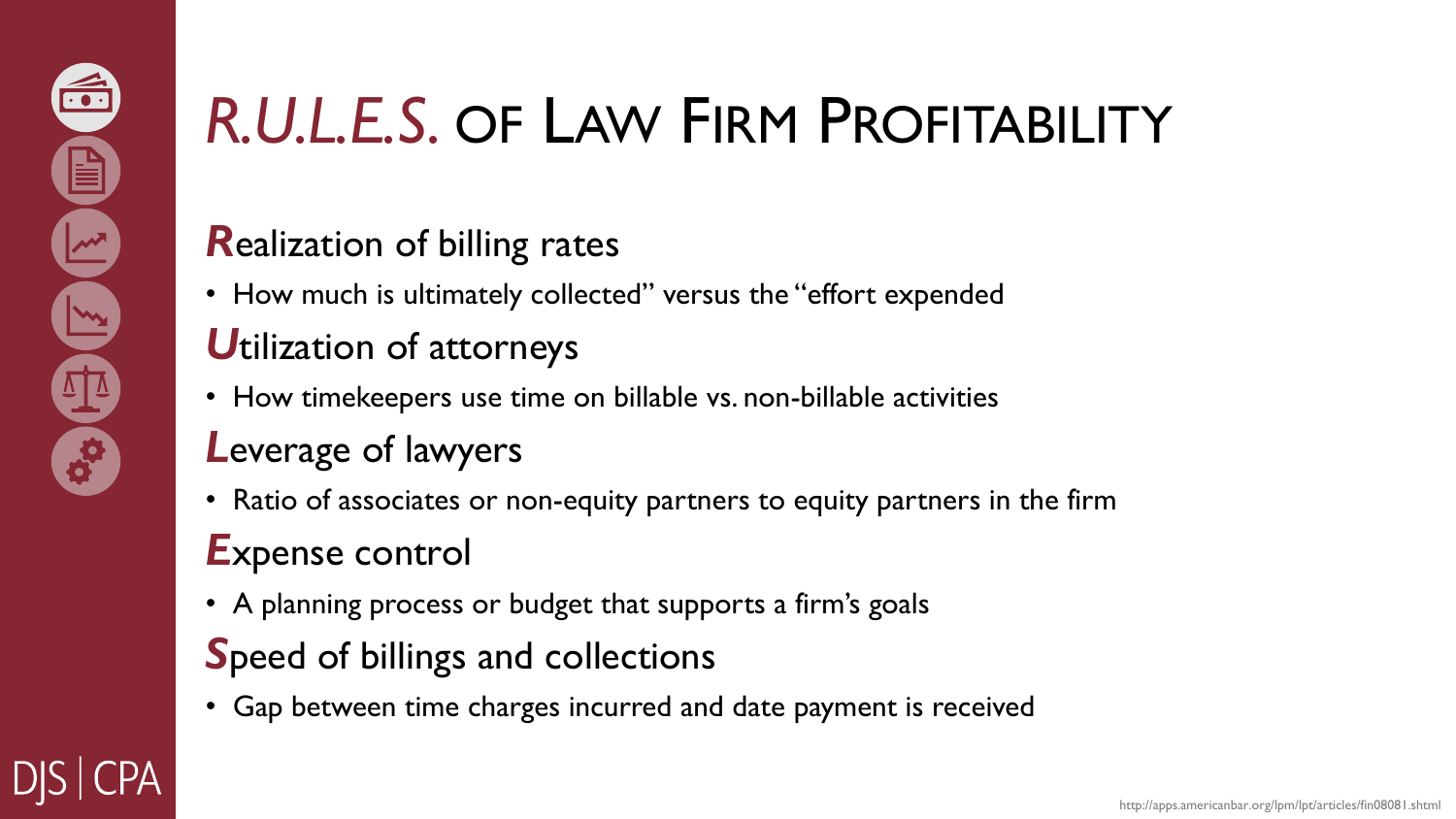# *R.U.L.E.S.* of Law Firm Profitability

***R**ealization of billing rates*

- How much is ultimately collected" versus the "effort expended

***U**tilization of attorneys*

- How timekeepers use time on billable vs. non-billable activities

***L**everage of lawyers*

- Ratio of associates or non-equity partners to equity partners in the firm

***E**xpense control*

- A planning process or budget that supports a firm's goals

***S**peed of billings and collections*

- Gap between time charges incurred and date payment is received

DJS | CPA

http://apps.americanbar.org/lpm/lpt/articles/fin08081.shtml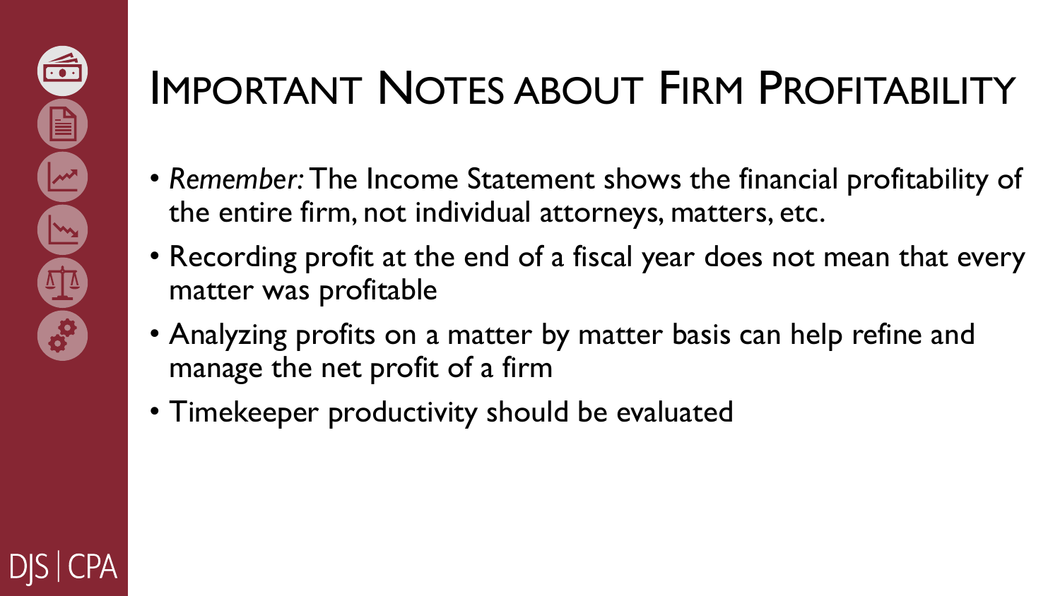# Important Notes about Firm Profitability

- *Remember:* The Income Statement shows the financial profitability of the entire firm, not individual attorneys, matters, etc.
- Recording profit at the end of a fiscal year does not mean that every matter was profitable
- Analyzing profits on a matter by matter basis can help refine and manage the net profit of a firm
- Timekeeper productivity should be evaluated

DJS | CPA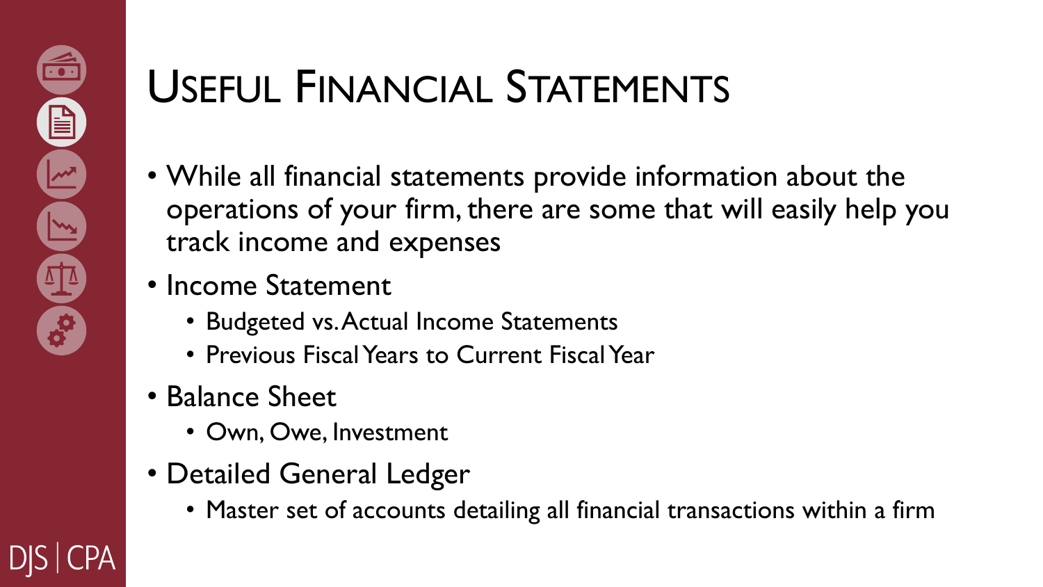# Useful Financial Statements

- While all financial statements provide information about the operations of your firm, there are some that will easily help you track income and expenses
- Income Statement
  - Budgeted vs. Actual Income Statements
  - Previous Fiscal Years to Current Fiscal Year
- Balance Sheet
  - Own, Owe, Investment
- Detailed General Ledger
  - Master set of accounts detailing all financial transactions within a firm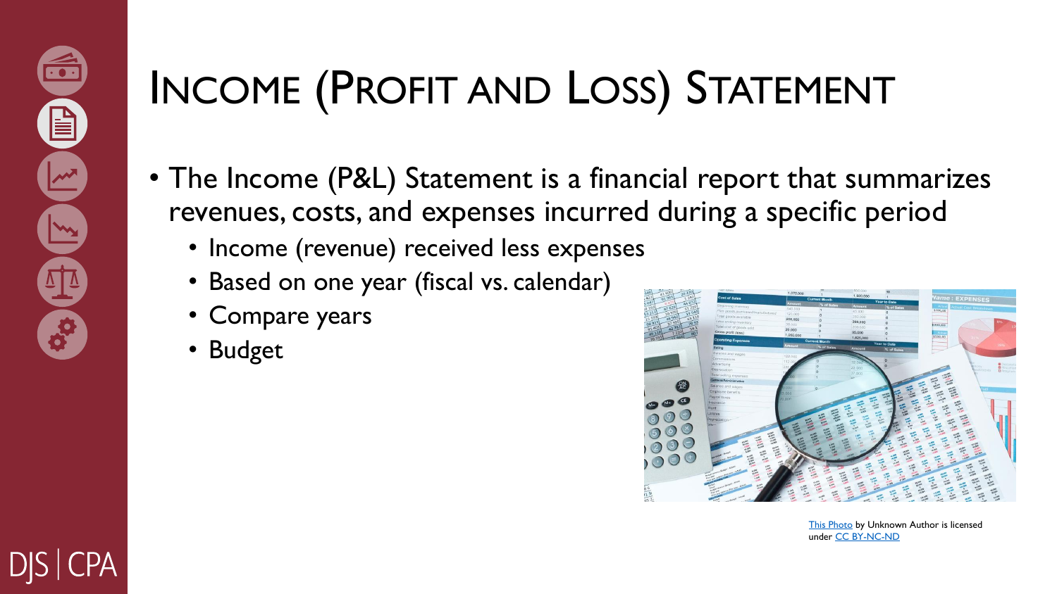# Income (Profit and Loss) Statement

- The Income (P&L) Statement is a financial report that summarizes revenues, costs, and expenses incurred during a specific period
  - Income (revenue) received less expenses
  - Based on one year (fiscal vs. calendar)
  - Compare years
  - Budget

This Photo by Unknown Author is licensed under CC BY-NC-ND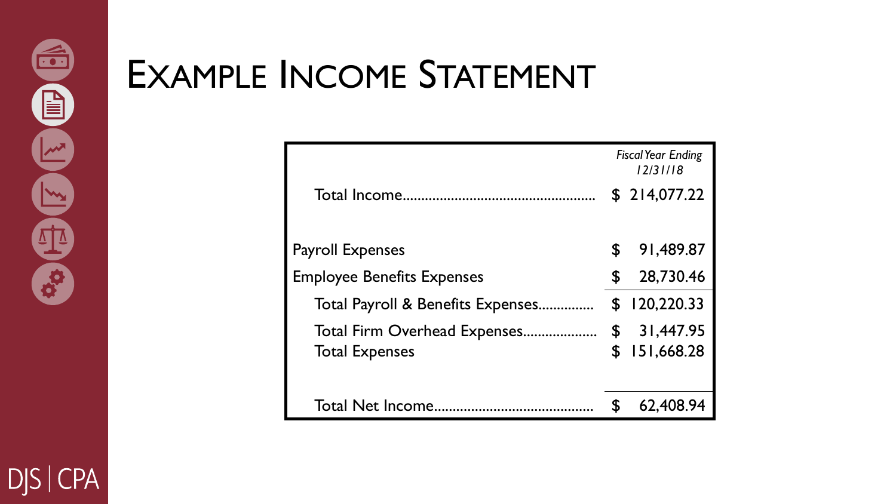# Example Income Statement

| | *Fiscal Year Ending 12/31/18* |
|---|---|
| Total Income | $ 214,077.22 |
| | |
| Payroll Expenses | $ 91,489.87 |
| Employee Benefits Expenses | $ 28,730.46 |
| Total Payroll & Benefits Expenses | $ 120,220.33 |
| Total Firm Overhead Expenses | $ 31,447.95 |
| Total Expenses | $ 151,668.28 |
| | |
| Total Net Income | $ 62,408.94 |

DJS | CPA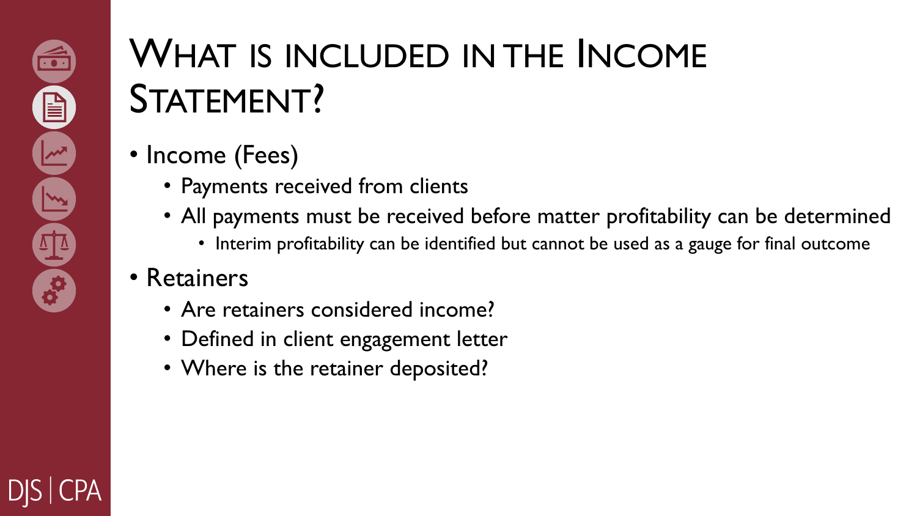# What is included in the Income Statement?

- Income (Fees)
  - Payments received from clients
  - All payments must be received before matter profitability can be determined
    - Interim profitability can be identified but cannot be used as a gauge for final outcome
- Retainers
  - Are retainers considered income?
  - Defined in client engagement letter
  - Where is the retainer deposited?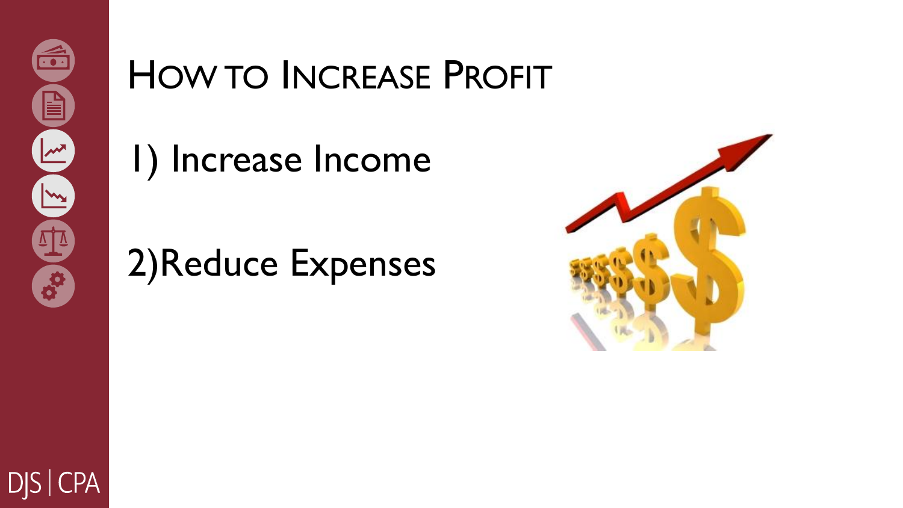# How to Increase Profit

1) Increase Income

2)Reduce Expenses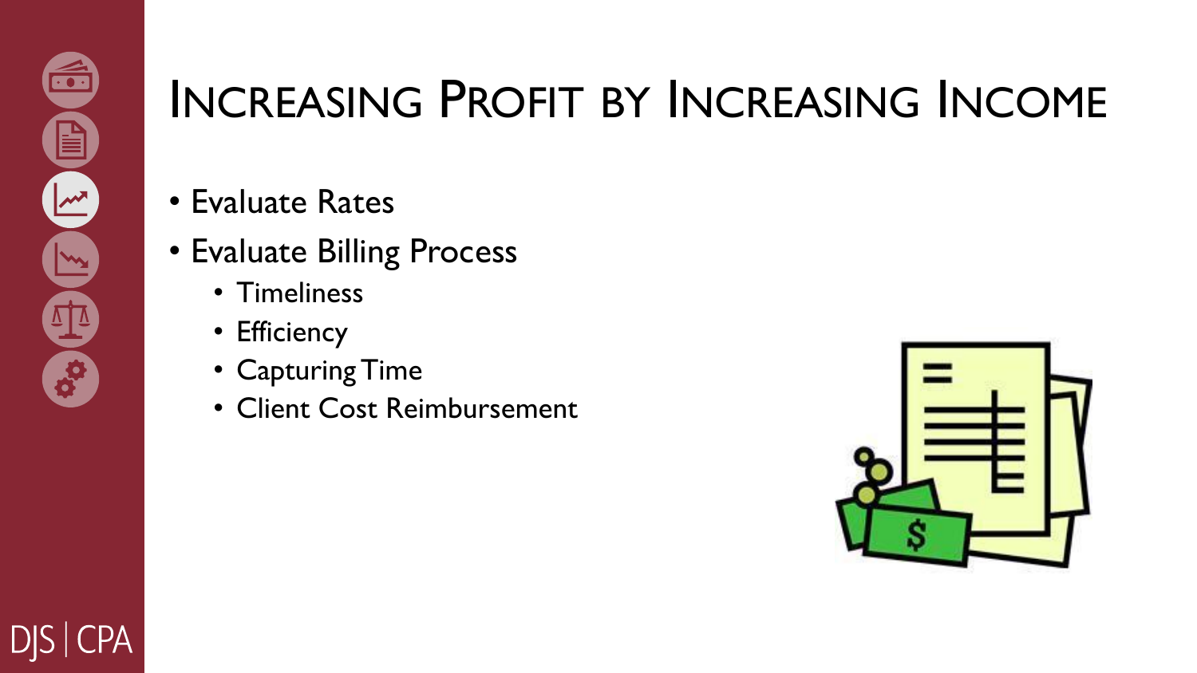# Increasing Profit by Increasing Income

- Evaluate Rates
- Evaluate Billing Process
  - Timeliness
  - Efficiency
  - Capturing Time
  - Client Cost Reimbursement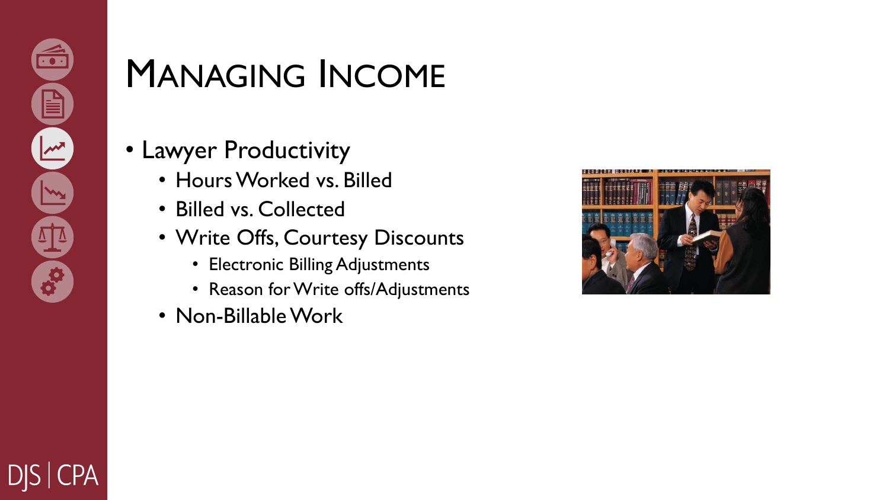# Managing Income

- Lawyer Productivity
  - Hours Worked vs. Billed
  - Billed vs. Collected
  - Write Offs, Courtesy Discounts
    - Electronic Billing Adjustments
    - Reason for Write offs/Adjustments
  - Non-Billable Work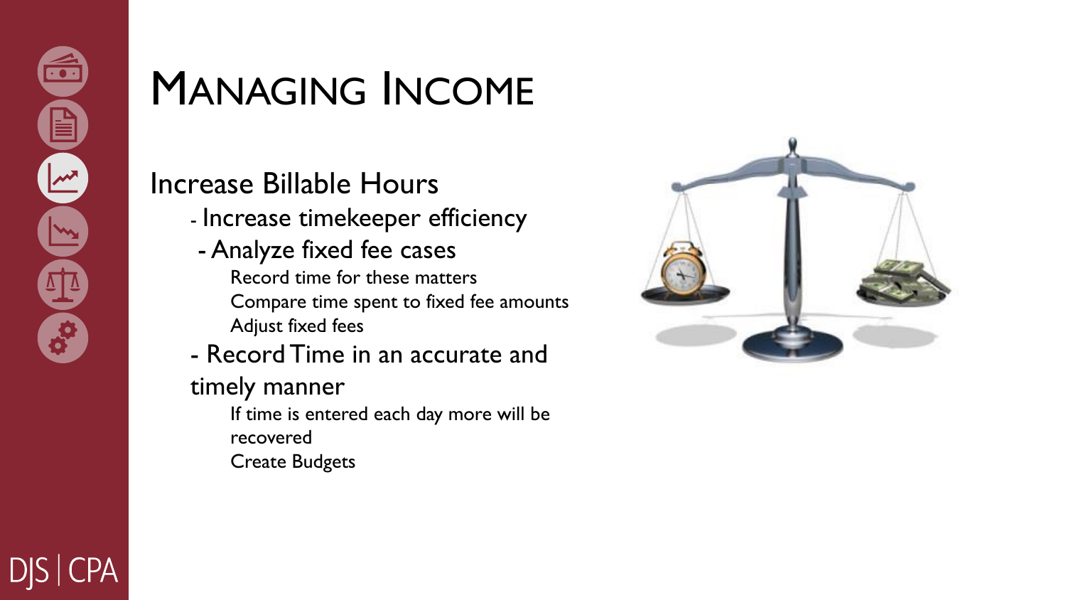# Managing Income

## Increase Billable Hours

- Increase timekeeper efficiency
- Analyze fixed fee cases
  - Record time for these matters
  - Compare time spent to fixed fee amounts
  - Adjust fixed fees
- Record Time in an accurate and timely manner
  - If time is entered each day more will be recovered
  - Create Budgets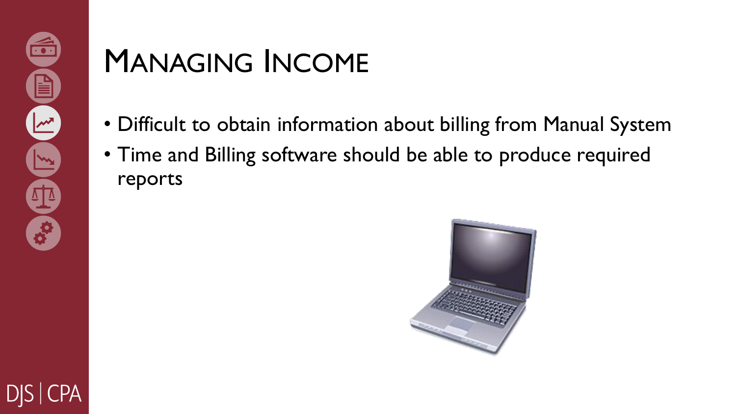# Managing Income

- Difficult to obtain information about billing from Manual System
- Time and Billing software should be able to produce required reports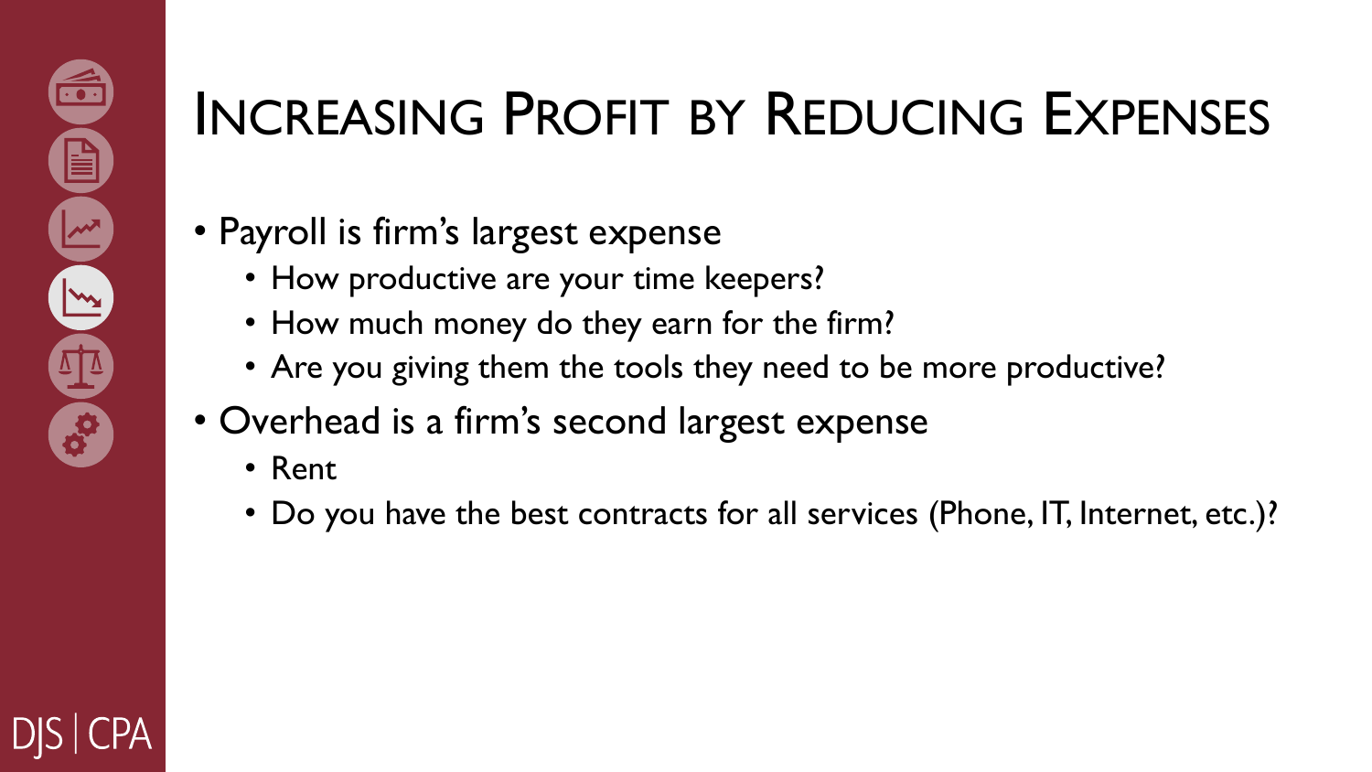# Increasing Profit by Reducing Expenses

- Payroll is firm's largest expense
  - How productive are your time keepers?
  - How much money do they earn for the firm?
  - Are you giving them the tools they need to be more productive?
- Overhead is a firm's second largest expense
  - Rent
  - Do you have the best contracts for all services (Phone, IT, Internet, etc.)?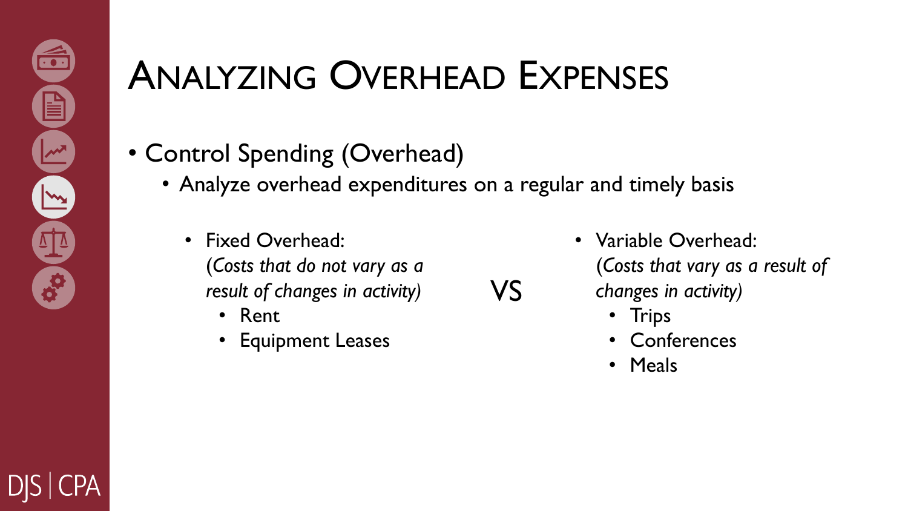# Analyzing Overhead Expenses

- Control Spending (Overhead)
  - Analyze overhead expenditures on a regular and timely basis

    - Fixed Overhead:
      (*Costs that do not vary as a result of changes in activity)*
      - Rent
      - Equipment Leases

    VS

    - Variable Overhead:
      (*Costs that vary as a result of changes in activity)*
      - Trips
      - Conferences
      - Meals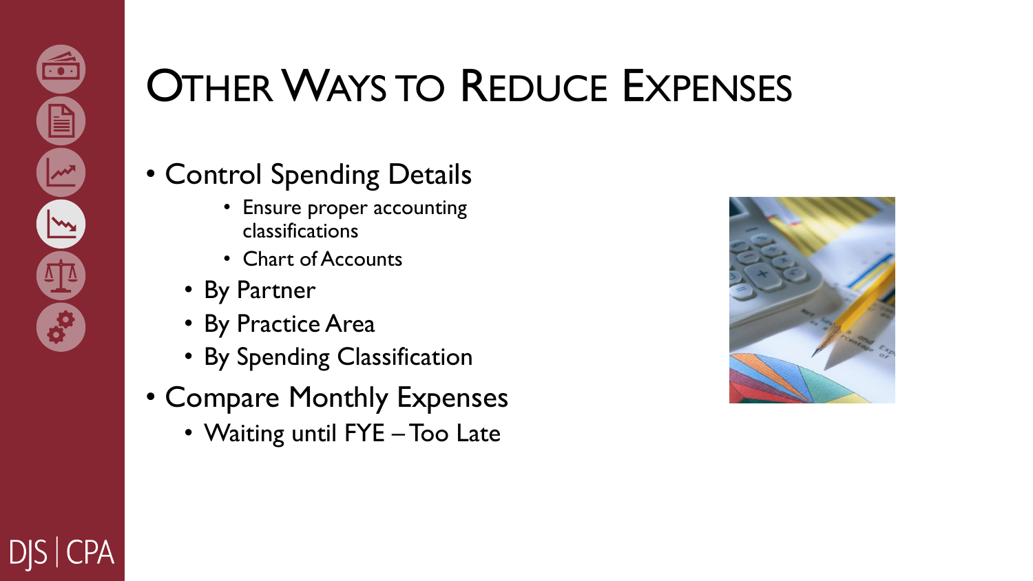# Other Ways to Reduce Expenses

- Control Spending Details
    - Ensure proper accounting classifications
    - Chart of Accounts
  - By Partner
  - By Practice Area
  - By Spending Classification
- Compare Monthly Expenses
  - Waiting until FYE – Too Late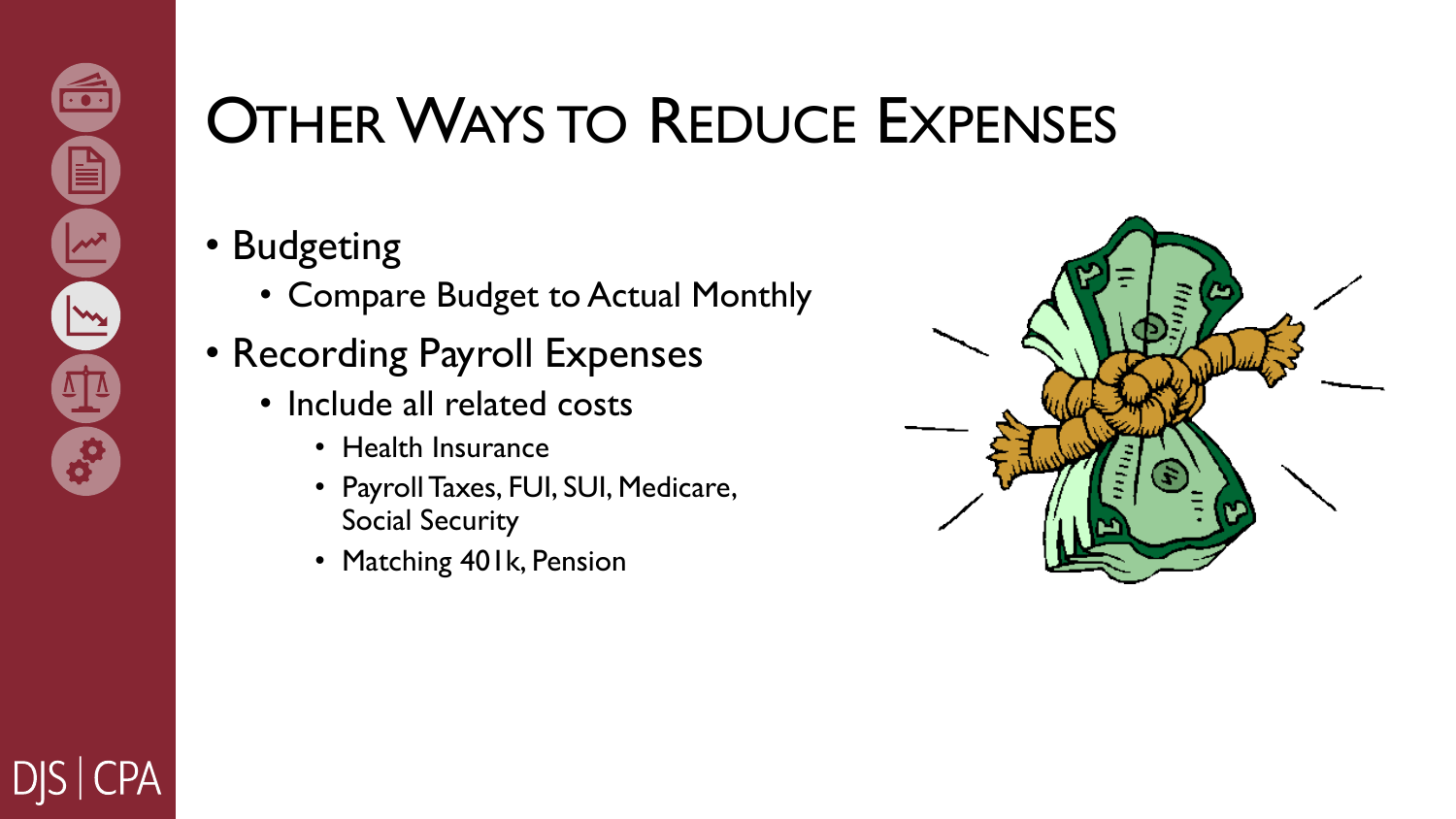# Other Ways to Reduce Expenses

- Budgeting
  - Compare Budget to Actual Monthly
- Recording Payroll Expenses
  - Include all related costs
    - Health Insurance
    - Payroll Taxes, FUI, SUI, Medicare, Social Security
    - Matching 401k, Pension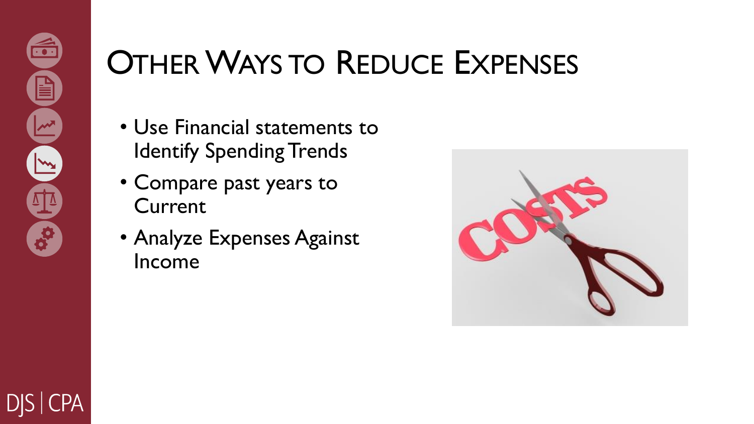# Other Ways to Reduce Expenses

- Use Financial statements to Identify Spending Trends
- Compare past years to Current
- Analyze Expenses Against Income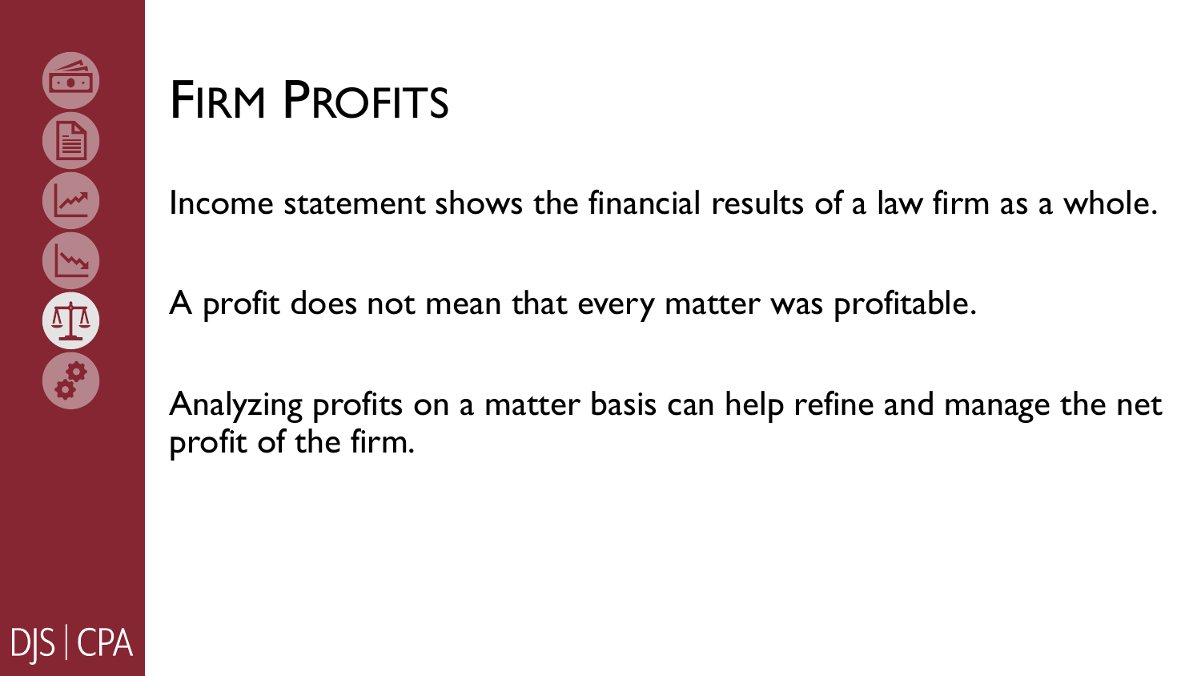# Firm Profits

Income statement shows the financial results of a law firm as a whole.

A profit does not mean that every matter was profitable.

Analyzing profits on a matter basis can help refine and manage the net profit of the firm.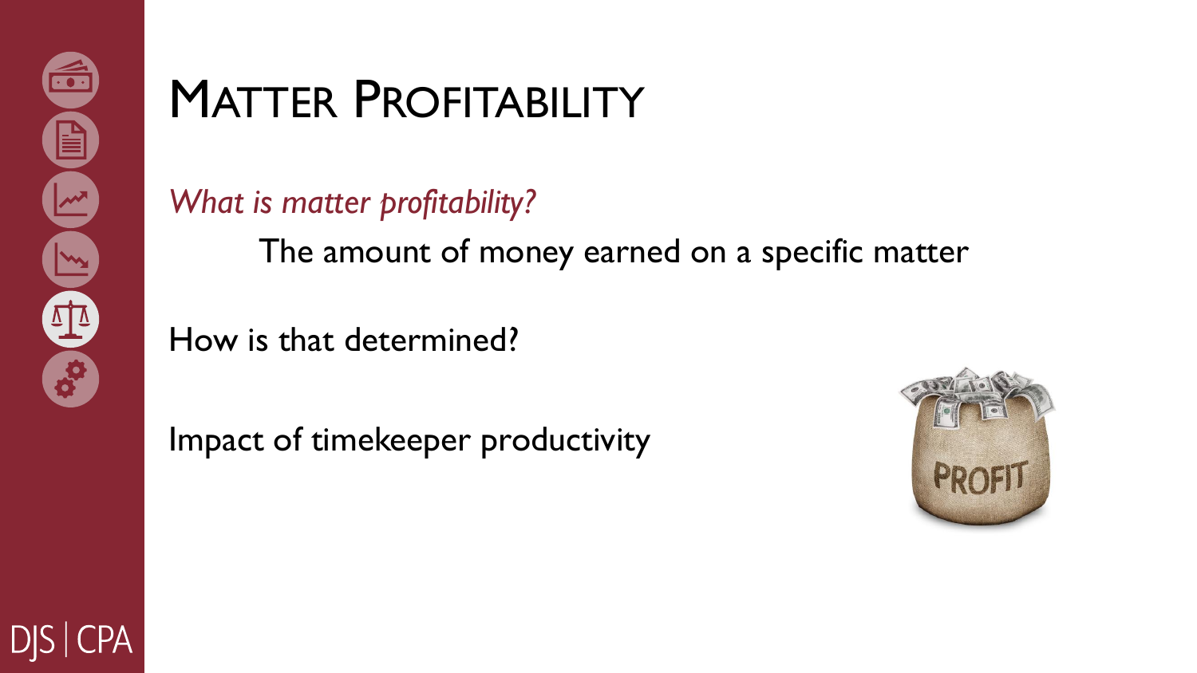# Matter Profitability

*What is matter profitability?*

The amount of money earned on a specific matter

How is that determined?

Impact of timekeeper productivity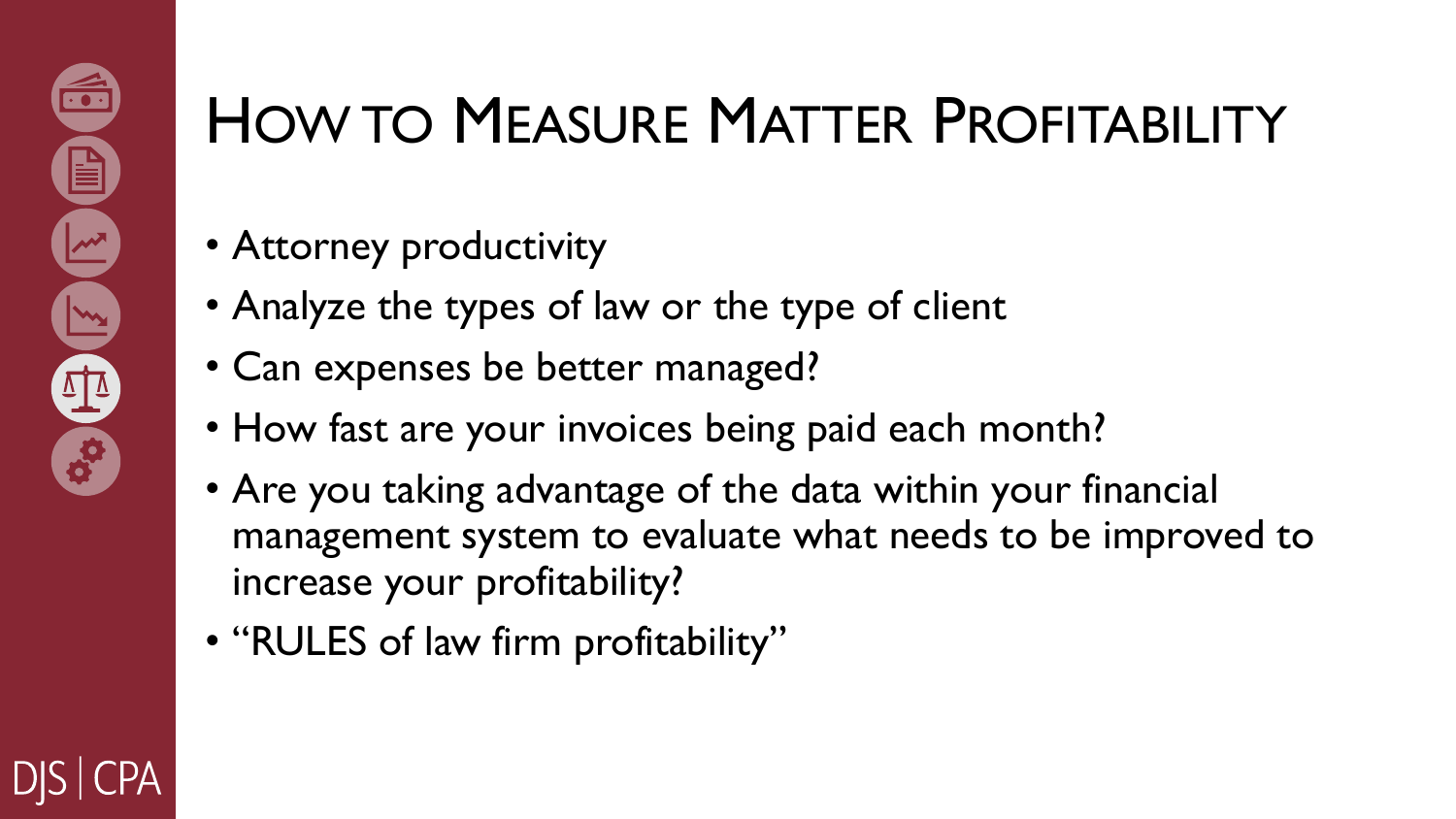# How to Measure Matter Profitability

- Attorney productivity
- Analyze the types of law or the type of client
- Can expenses be better managed?
- How fast are your invoices being paid each month?
- Are you taking advantage of the data within your financial management system to evaluate what needs to be improved to increase your profitability?
- "RULES of law firm profitability"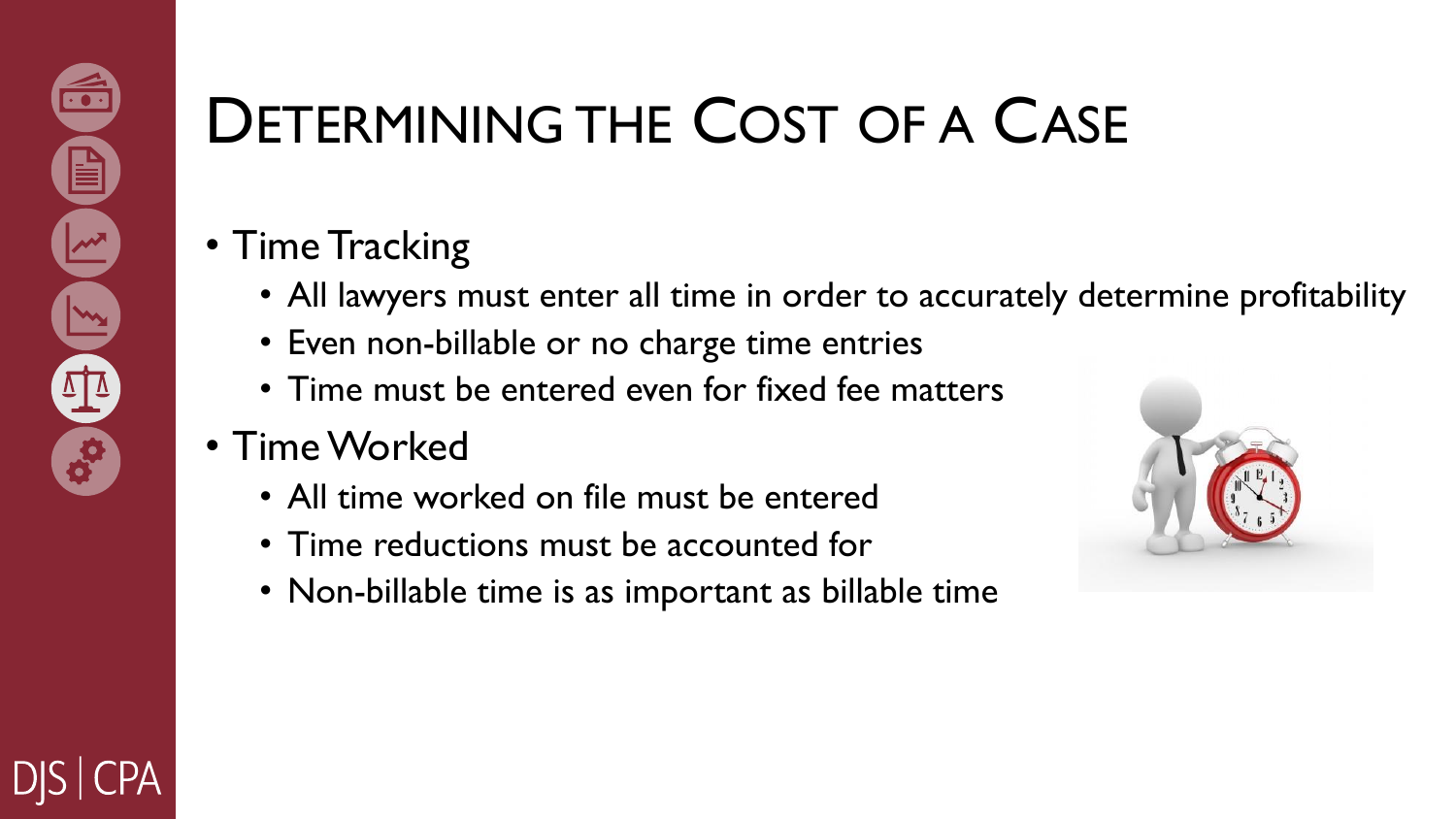# Determining the Cost of a Case

- Time Tracking
  - All lawyers must enter all time in order to accurately determine profitability
  - Even non-billable or no charge time entries
  - Time must be entered even for fixed fee matters
- Time Worked
  - All time worked on file must be entered
  - Time reductions must be accounted for
  - Non-billable time is as important as billable time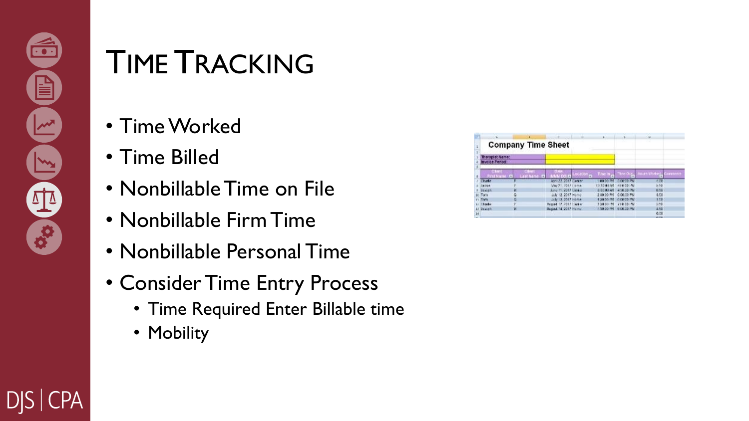# TIME TRACKING

- Time Worked
- Time Billed
- Nonbillable Time on File
- Nonbillable Firm Time
- Nonbillable Personal Time
- Consider Time Entry Process
  - Time Required Enter Billable time
  - Mobility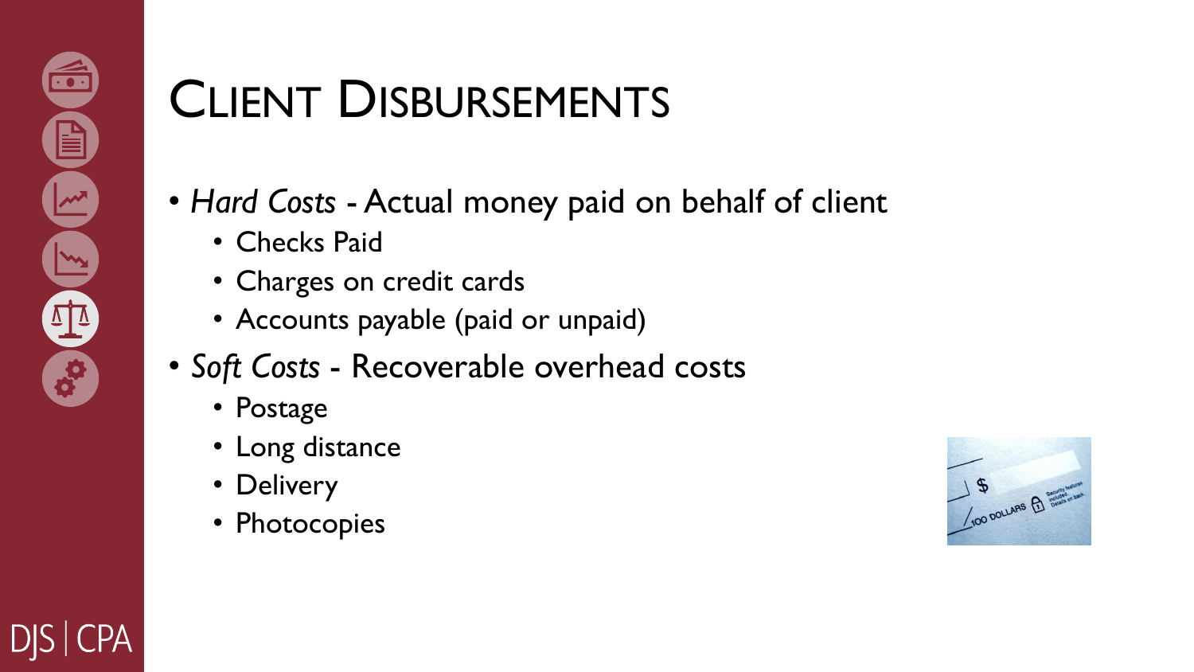# Client Disbursements

- *Hard Costs* - Actual money paid on behalf of client
  - Checks Paid
  - Charges on credit cards
  - Accounts payable (paid or unpaid)
- *Soft Costs* - Recoverable overhead costs
  - Postage
  - Long distance
  - Delivery
  - Photocopies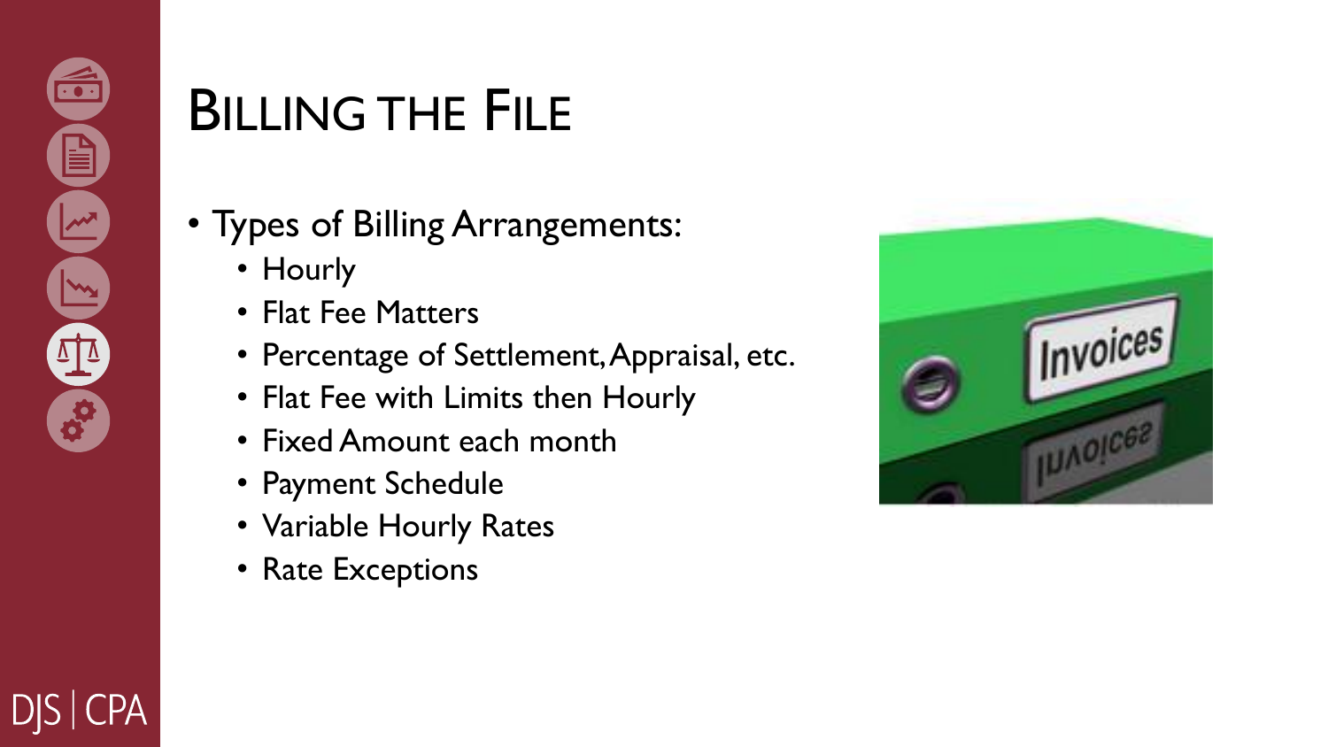# Billing the File

- Types of Billing Arrangements:
  - Hourly
  - Flat Fee Matters
  - Percentage of Settlement, Appraisal, etc.
  - Flat Fee with Limits then Hourly
  - Fixed Amount each month
  - Payment Schedule
  - Variable Hourly Rates
  - Rate Exceptions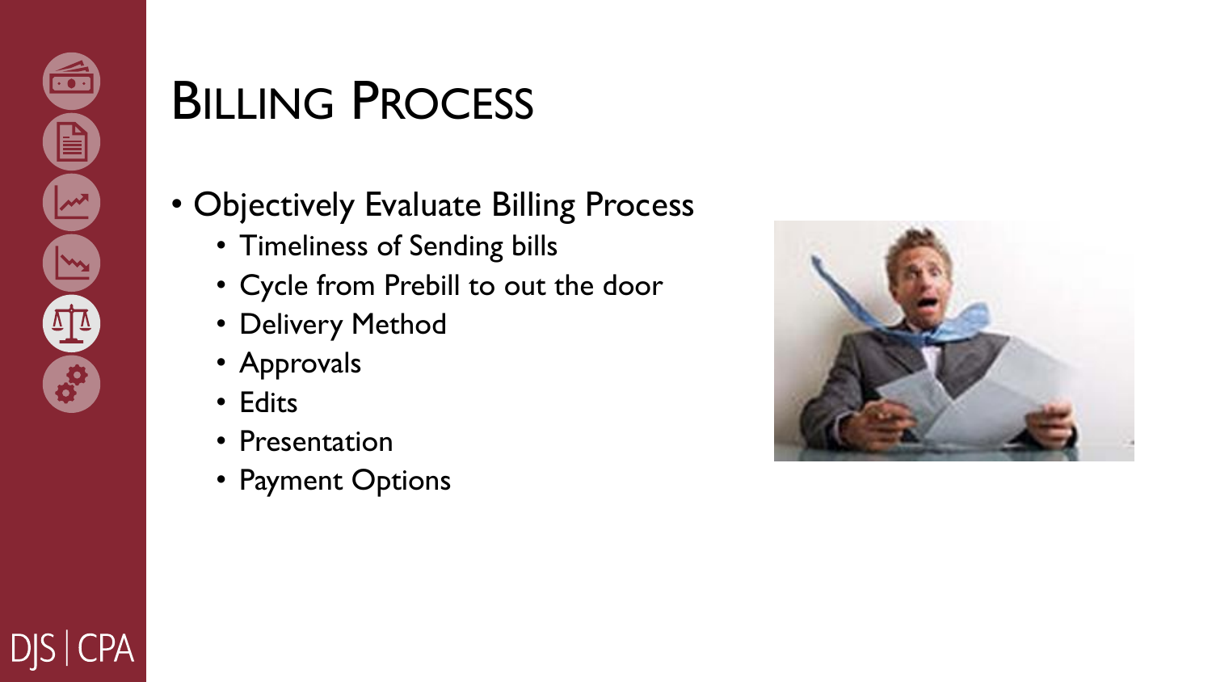# BILLING PROCESS

- Objectively Evaluate Billing Process
  - Timeliness of Sending bills
  - Cycle from Prebill to out the door
  - Delivery Method
  - Approvals
  - Edits
  - Presentation
  - Payment Options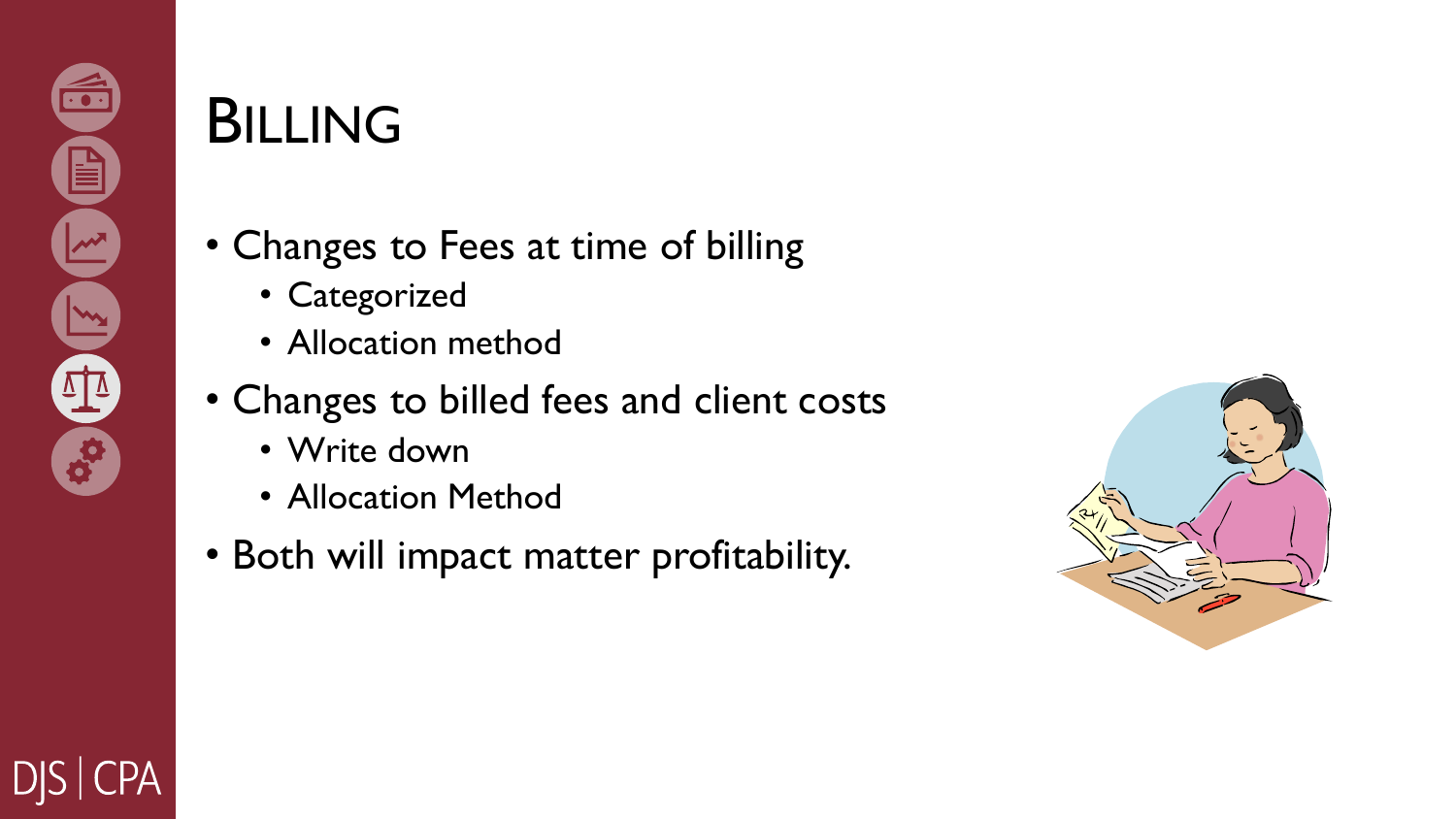# Billing

- Changes to Fees at time of billing
  - Categorized
  - Allocation method
- Changes to billed fees and client costs
  - Write down
  - Allocation Method
- Both will impact matter profitability.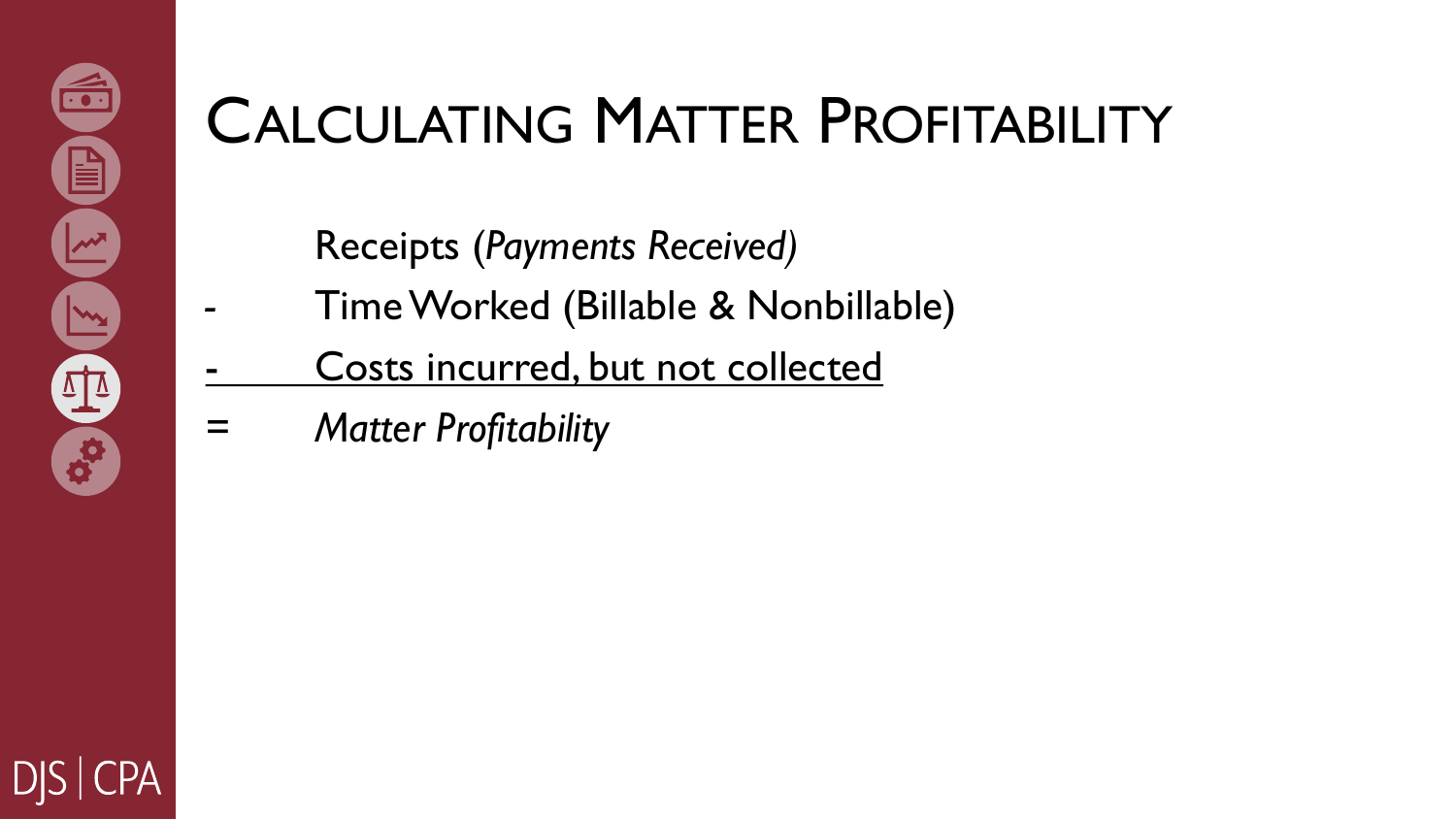# Calculating Matter Profitability

| | |
|---|---|
| | Receipts (*Payments Received)* |
| - | Time Worked (Billable & Nonbillable) |
| - | Costs incurred, but not collected |
| = | *Matter Profitability* |

DJS | CPA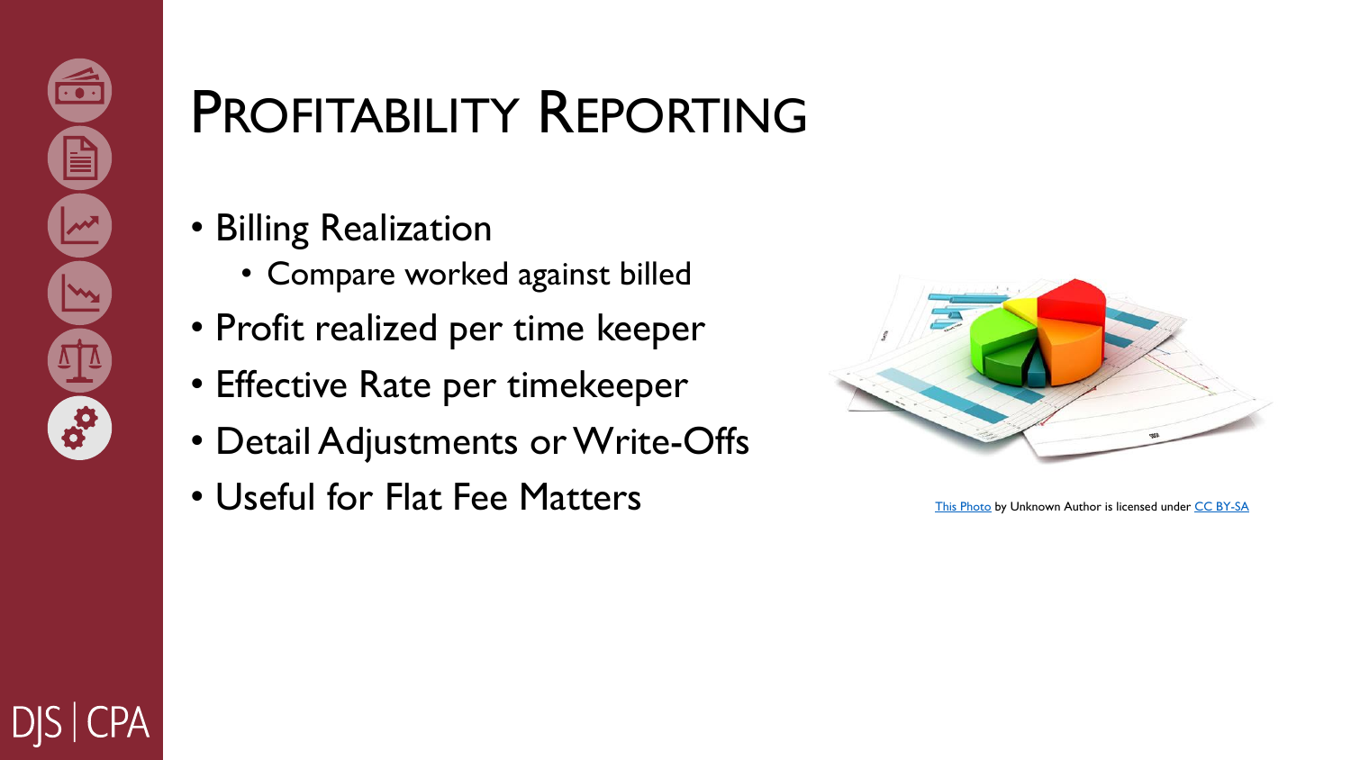# Profitability Reporting

- Billing Realization
  - Compare worked against billed
- Profit realized per time keeper
- Effective Rate per timekeeper
- Detail Adjustments or Write-Offs
- Useful for Flat Fee Matters

This Photo by Unknown Author is licensed under CC BY-SA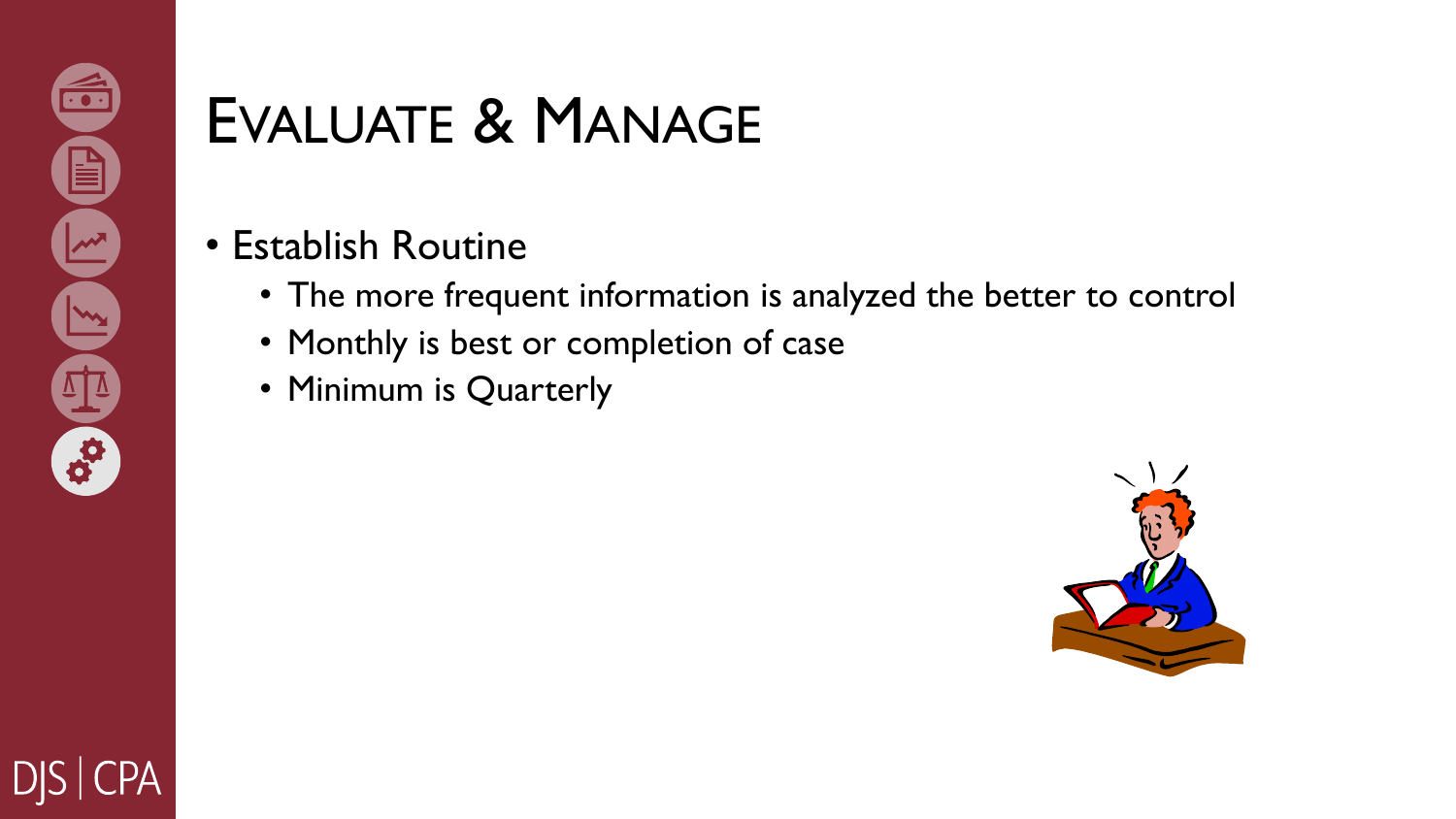# Evaluate & Manage

- Establish Routine
  - The more frequent information is analyzed the better to control
  - Monthly is best or completion of case
  - Minimum is Quarterly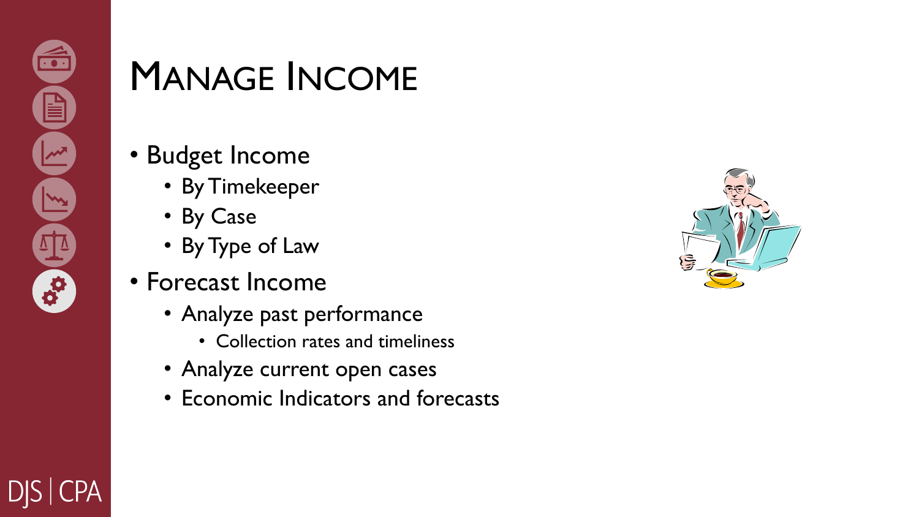# Manage Income

- Budget Income
  - By Timekeeper
  - By Case
  - By Type of Law
- Forecast Income
  - Analyze past performance
    - Collection rates and timeliness
  - Analyze current open cases
  - Economic Indicators and forecasts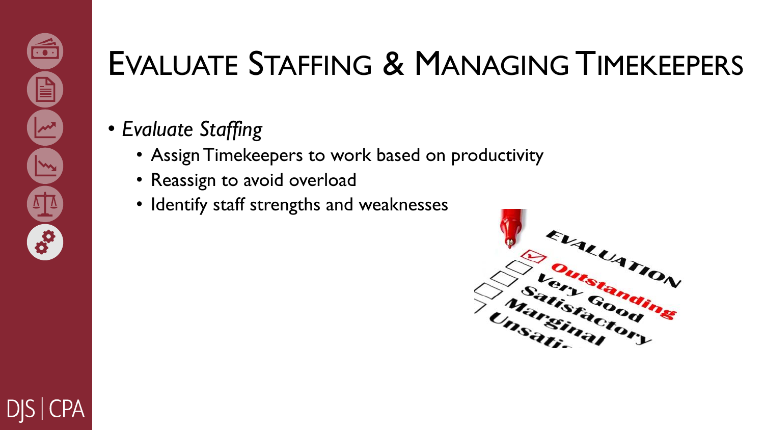# Evaluate Staffing & Managing Timekeepers

- *Evaluate Staffing*
  - Assign Timekeepers to work based on productivity
  - Reassign to avoid overload
  - Identify staff strengths and weaknesses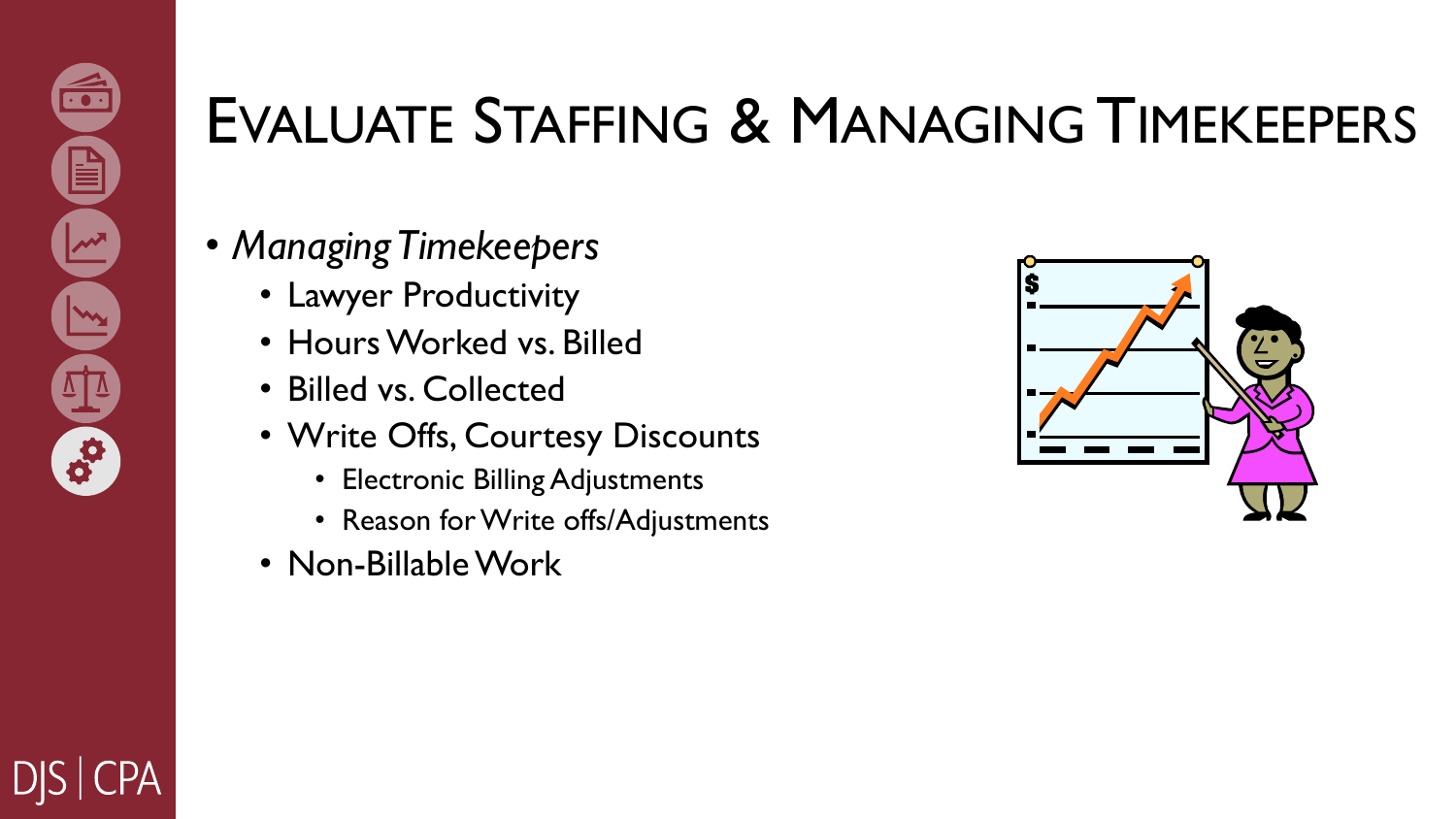# Evaluate Staffing & Managing Timekeepers

- *Managing Timekeepers*
  - Lawyer Productivity
  - Hours Worked vs. Billed
  - Billed vs. Collected
  - Write Offs, Courtesy Discounts
    - Electronic Billing Adjustments
    - Reason for Write offs/Adjustments
  - Non-Billable Work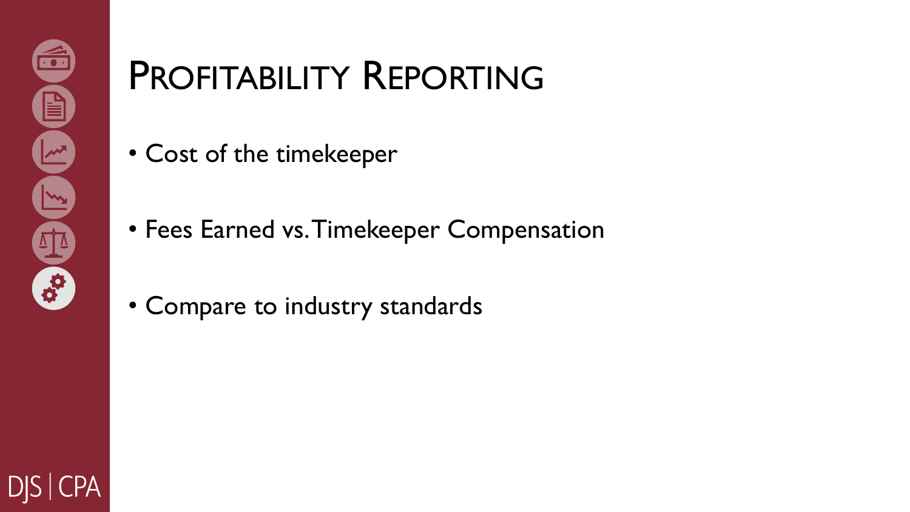# Profitability Reporting

- Cost of the timekeeper
- Fees Earned vs. Timekeeper Compensation
- Compare to industry standards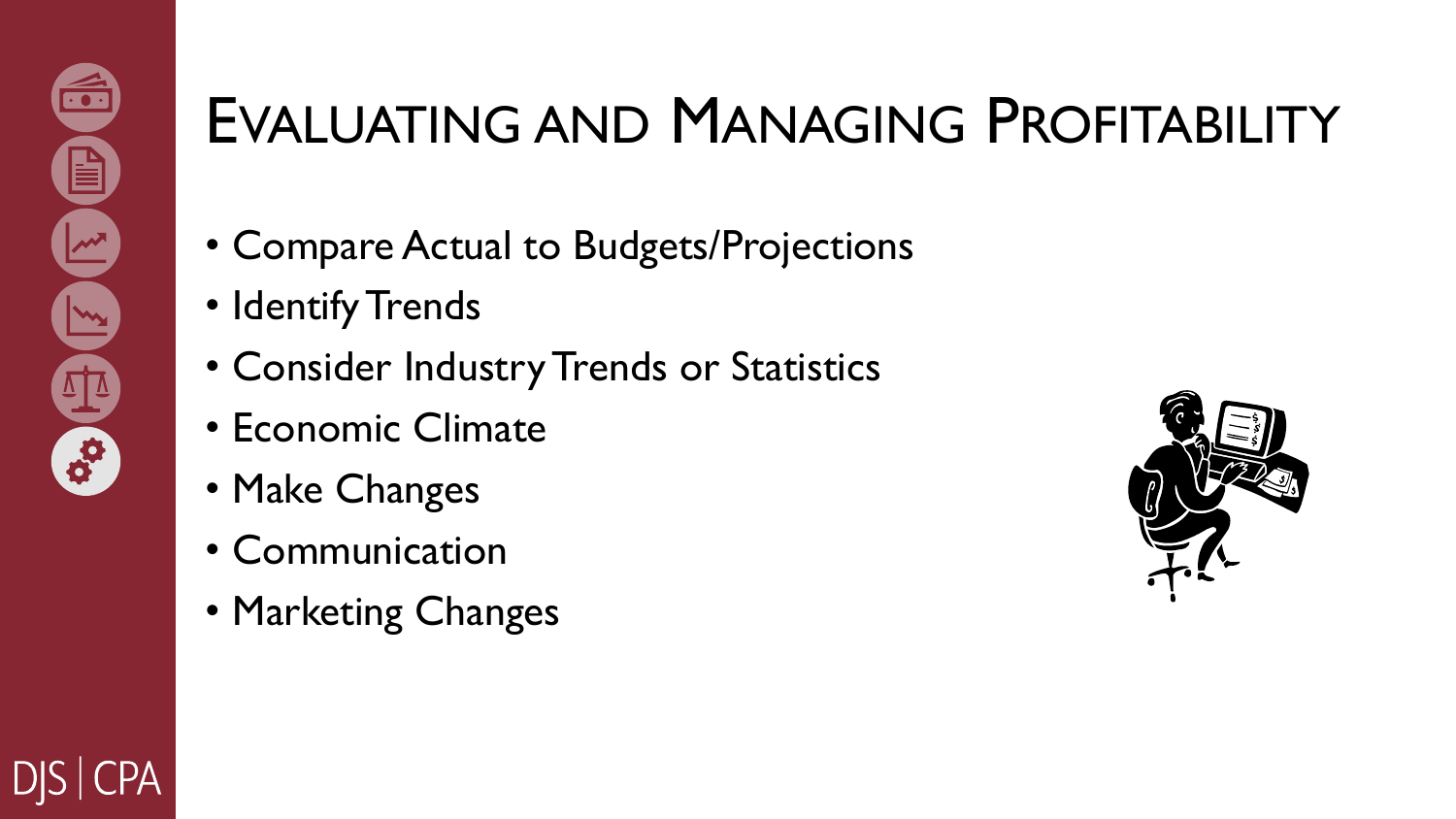# Evaluating and Managing Profitability

- Compare Actual to Budgets/Projections
- Identify Trends
- Consider Industry Trends or Statistics
- Economic Climate
- Make Changes
- Communication
- Marketing Changes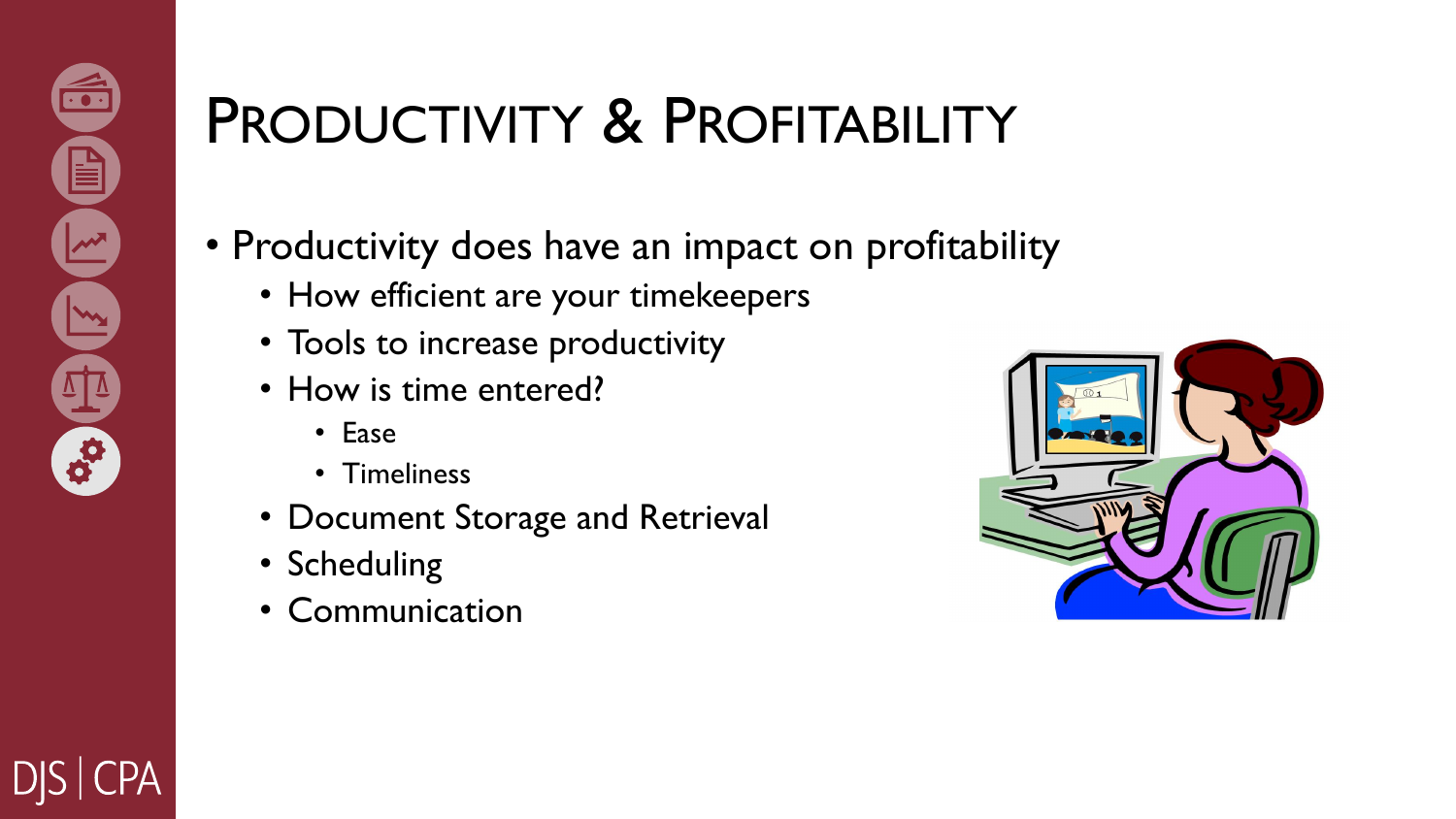# Productivity & Profitability

- Productivity does have an impact on profitability
  - How efficient are your timekeepers
  - Tools to increase productivity
  - How is time entered?
    - Ease
    - Timeliness
  - Document Storage and Retrieval
  - Scheduling
  - Communication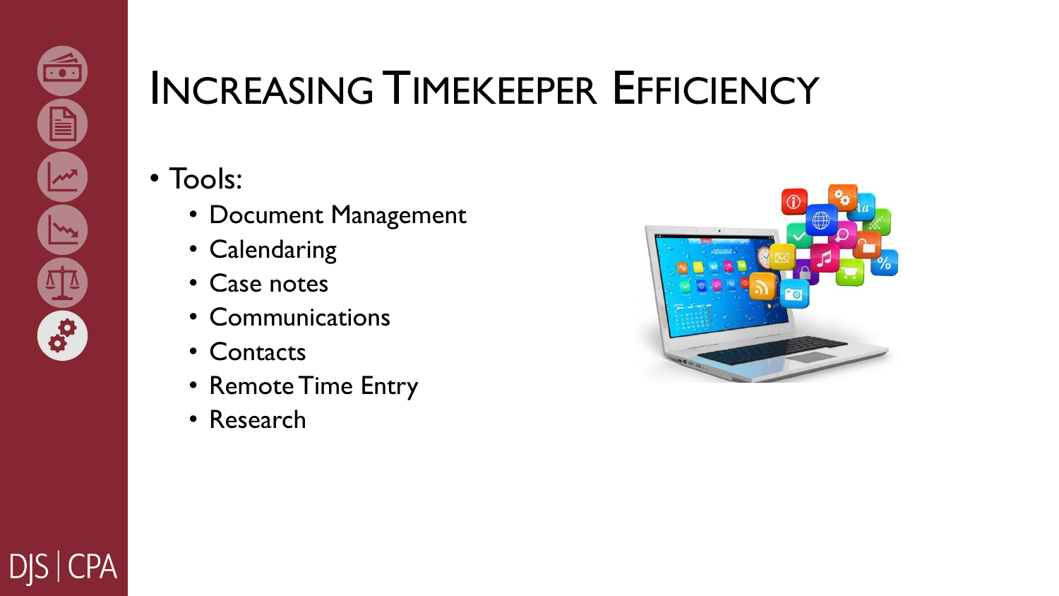# Increasing Timekeeper Efficiency

- Tools:
  - Document Management
  - Calendaring
  - Case notes
  - Communications
  - Contacts
  - Remote Time Entry
  - Research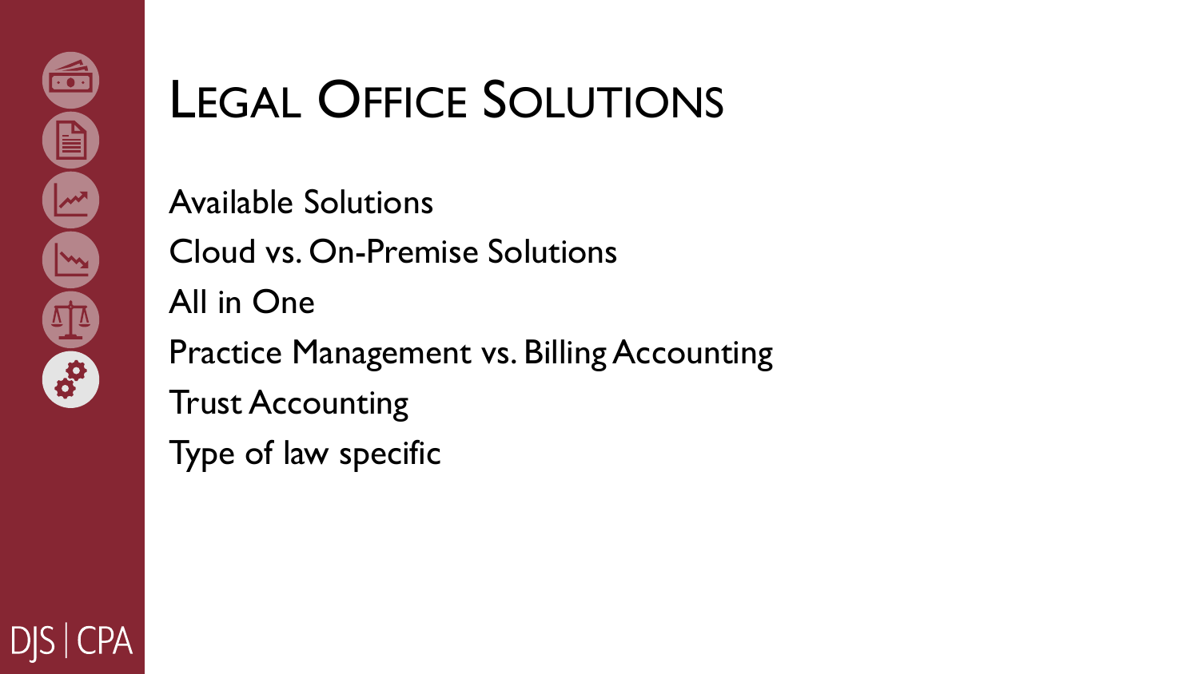# Legal Office Solutions

- Available Solutions
- Cloud vs. On-Premise Solutions
- All in One
- Practice Management vs. Billing Accounting
- Trust Accounting
- Type of law specific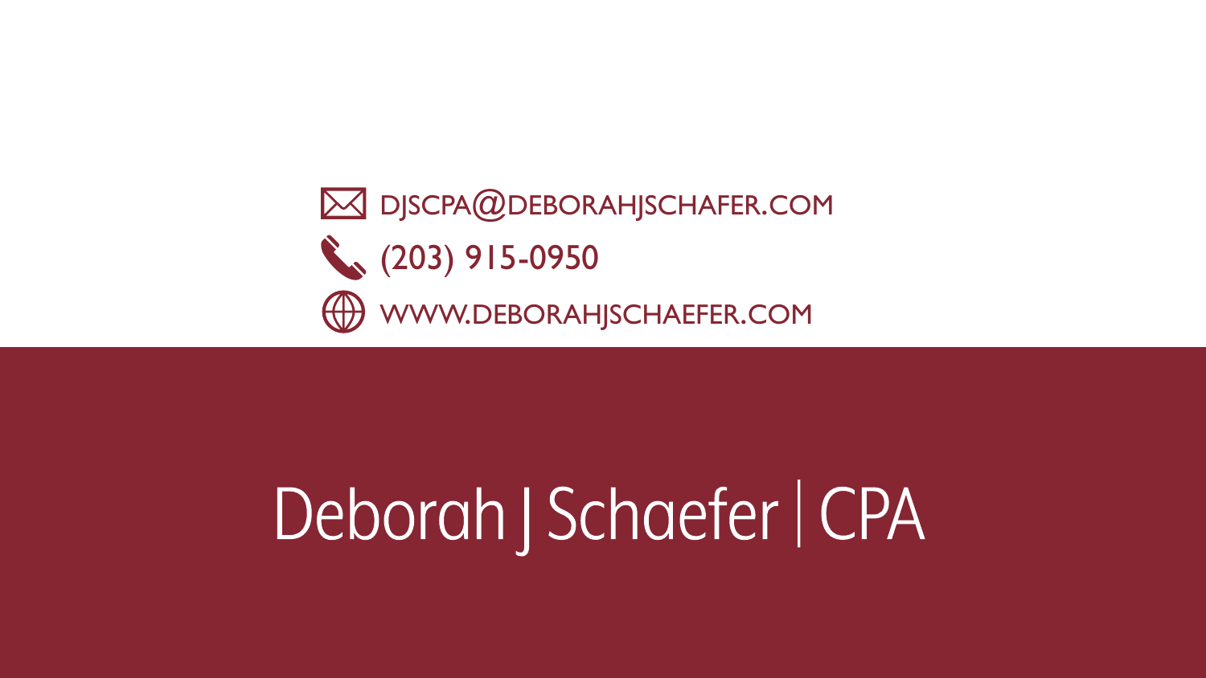DJSCPA@DEBORAHJSCHAFER.COM

(203) 915-0950

WWW.DEBORAHJSCHAEFER.COM

# Deborah J Schaefer | CPA